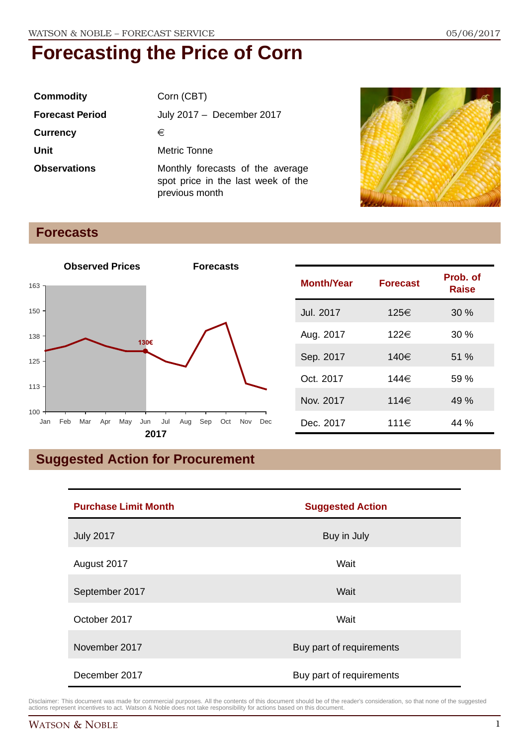# Forecasting the Price of Corn

| | |
|---|---|
| **Commodity** | Corn (CBT) |
| **Forecast Period** | July 2017 – December 2017 |
| **Currency** | € |
| **Unit** | Metric Tonne |
| **Observations** | Monthly forecasts of the average spot price in the last week of the previous month |

## Forecasts

| Month/Year | Forecast | Prob. of Raise |
|---|---|---|
| Jul. 2017 | 125€ | 30 % |
| Aug. 2017 | 122€ | 30 % |
| Sep. 2017 | 140€ | 51 % |
| Oct. 2017 | 144€ | 59 % |
| Nov. 2017 | 114€ | 49 % |
| Dec. 2017 | 111€ | 44 % |

## Suggested Action for Procurement

| Purchase Limit Month | Suggested Action |
|---|---|
| July 2017 | Buy in July |
| August 2017 | Wait |
| September 2017 | Wait |
| October 2017 | Wait |
| November 2017 | Buy part of requirements |
| December 2017 | Buy part of requirements |

Disclaimer: This document was made for commercial purposes. All the contents of this document should be of the reader's consideration, so that none of the suggested actions represent incentives to act. Watson & Noble does not take responsibility for actions based on this document.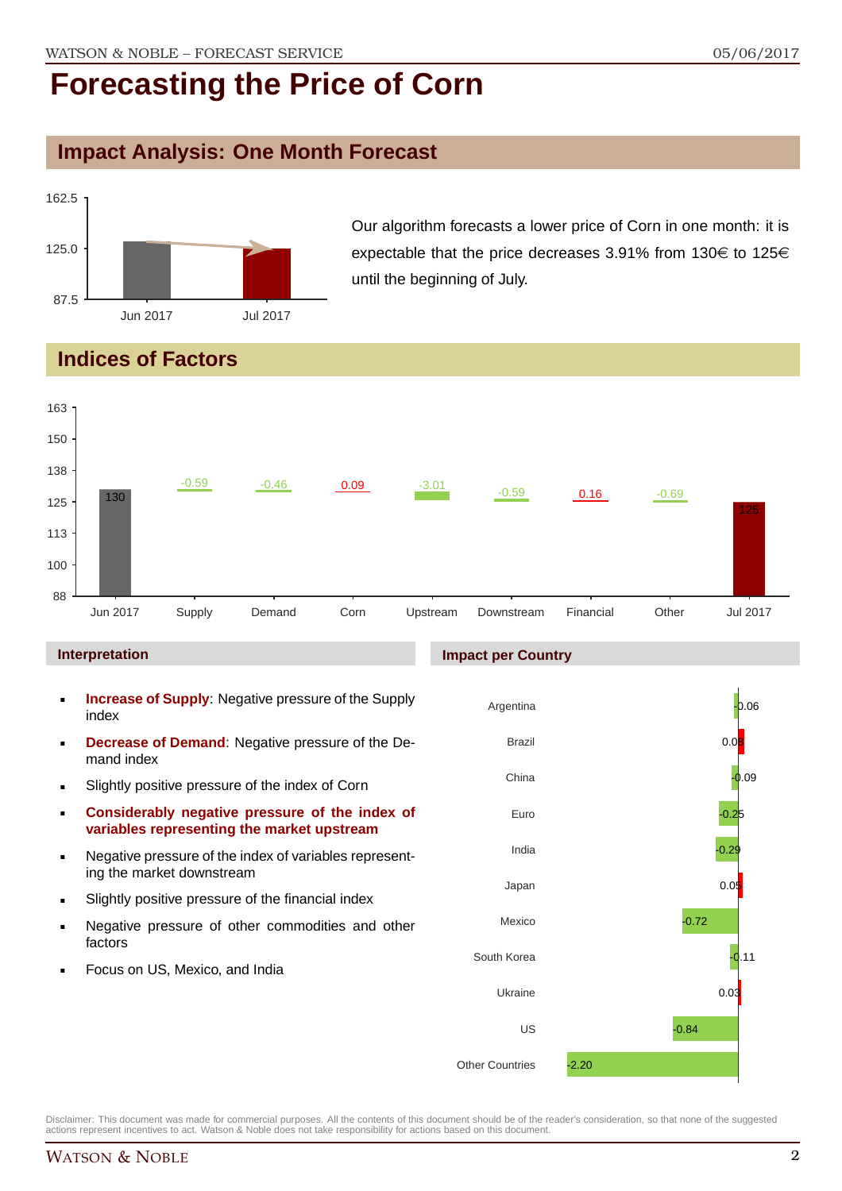# Forecasting the Price of Corn

## Impact Analysis: One Month Forecast

Our algorithm forecasts a lower price of Corn in one month: it is expectable that the price decreases 3.91% from 130€ to 125€ until the beginning of July.

## Indices of Factors

| | Jun 2017 | Supply | Demand | Corn | Upstream | Downstream | Financial | Other | Jul 2017 |
|---|---|---|---|---|---|---|---|---|---|
| Value | 130 | -0.59 | -0.46 | 0.09 | -3.01 | -0.59 | 0.16 | -0.69 | 125 |

### Interpretation

- **Increase of Supply**: Negative pressure of the Supply index
- **Decrease of Demand**: Negative pressure of the Demand index
- Slightly positive pressure of the index of Corn
- **Considerably negative pressure of the index of variables representing the market upstream**
- Negative pressure of the index of variables representing the market downstream
- Slightly positive pressure of the financial index
- Negative pressure of other commodities and other factors
- Focus on US, Mexico, and India

### Impact per Country

| Country | Impact |
|---|---|
| Argentina | -0.06 |
| Brazil | 0.08 |
| China | -0.09 |
| Euro | -0.25 |
| India | -0.29 |
| Japan | 0.05 |
| Mexico | -0.72 |
| South Korea | -0.11 |
| Ukraine | 0.03 |
| US | -0.84 |
| Other Countries | -2.20 |

Disclaimer: This document was made for commercial purposes. All the contents of this document should be of the reader's consideration, so that none of the suggested actions represent incentives to act. Watson & Noble does not take responsibility for actions based on this document.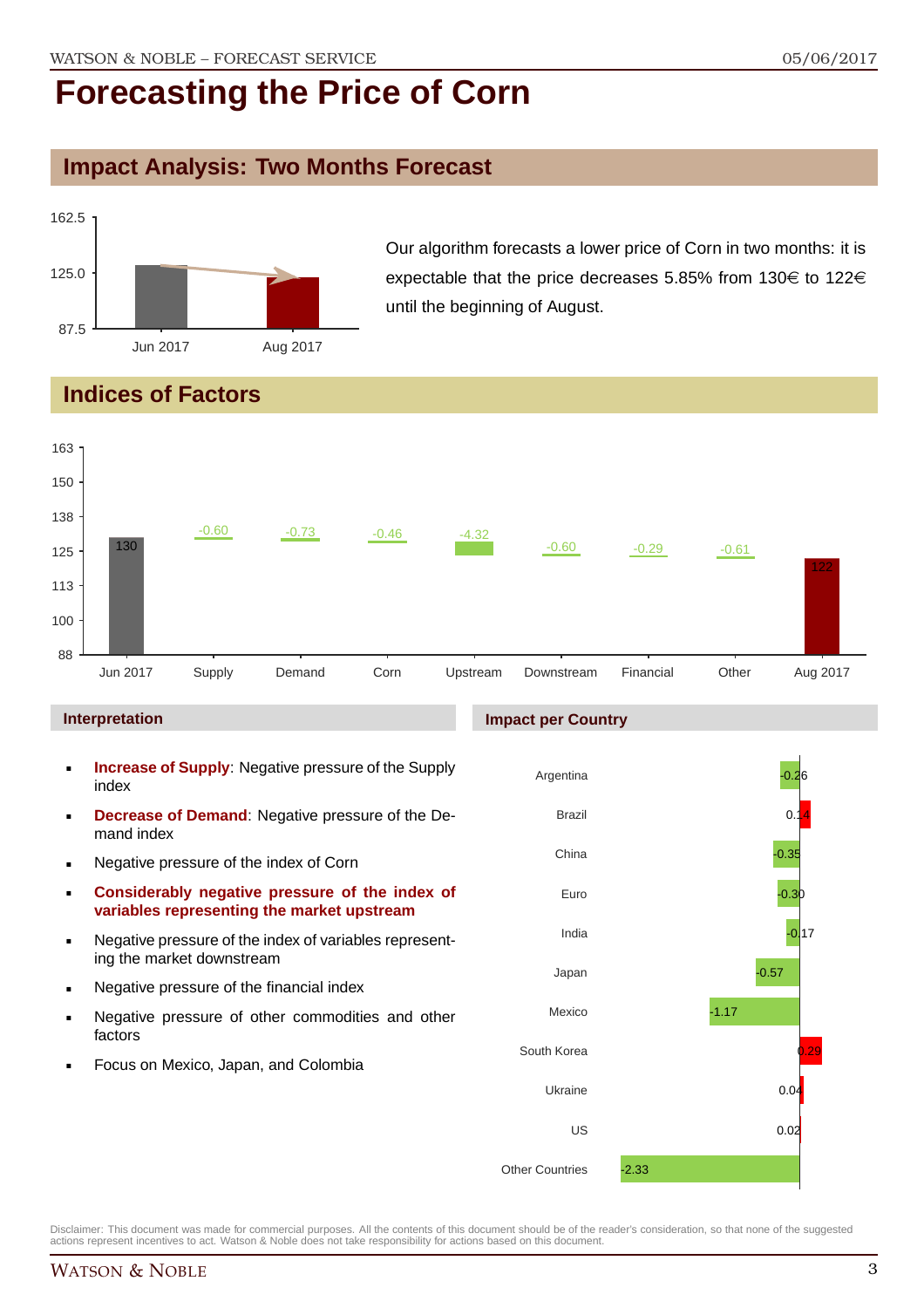# Forecasting the Price of Corn

## Impact Analysis: Two Months Forecast

Our algorithm forecasts a lower price of Corn in two months: it is expectable that the price decreases 5.85% from 130€ to 122€ until the beginning of August.

## Indices of Factors

### Interpretation

- **Increase of Supply**: Negative pressure of the Supply index
- **Decrease of Demand**: Negative pressure of the Demand index
- Negative pressure of the index of Corn
- **Considerably negative pressure of the index of variables representing the market upstream**
- Negative pressure of the index of variables representing the market downstream
- Negative pressure of the financial index
- Negative pressure of other commodities and other factors
- Focus on Mexico, Japan, and Colombia

### Impact per Country

Disclaimer: This document was made for commercial purposes. All the contents of this document should be of the reader's consideration, so that none of the suggested actions represent incentives to act. Watson & Noble does not take responsibility for actions based on this document.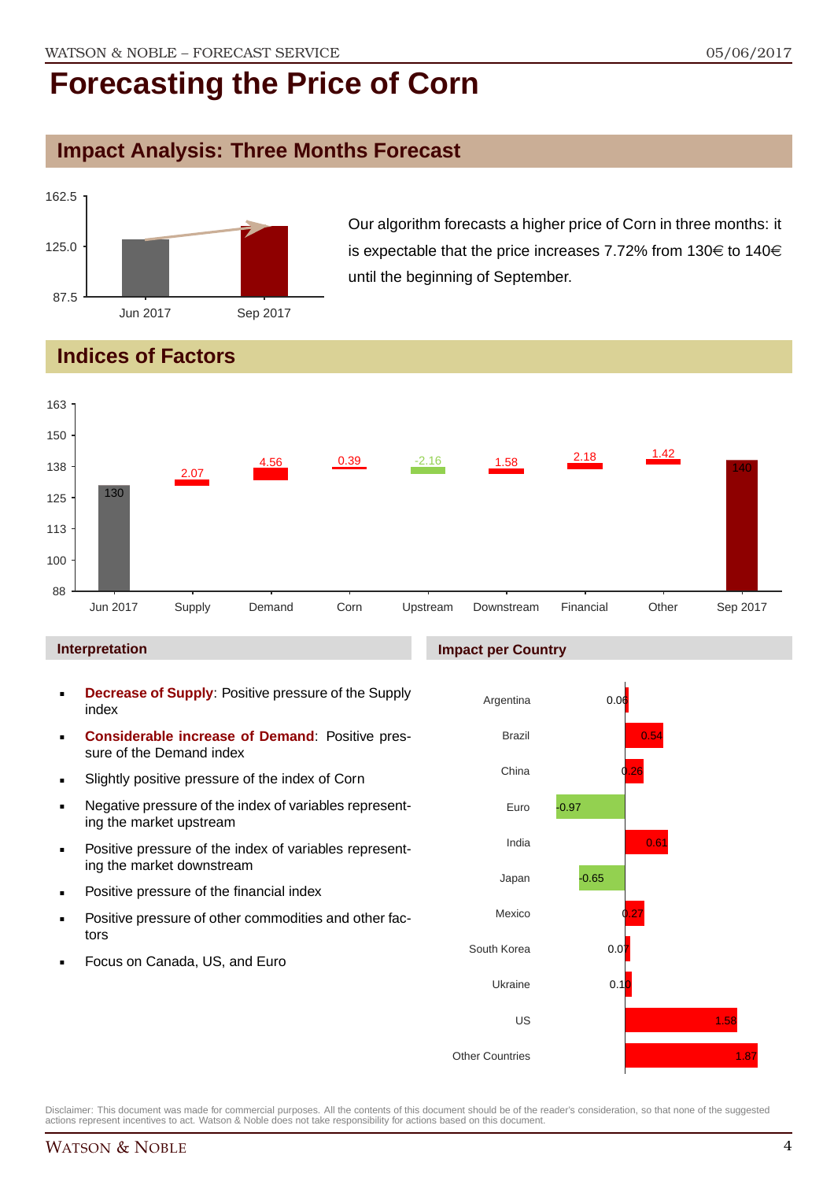# Forecasting the Price of Corn

## Impact Analysis: Three Months Forecast

Our algorithm forecasts a higher price of Corn in three months: it is expectable that the price increases 7.72% from 130€ to 140€ until the beginning of September.

## Indices of Factors

| Factor | Value |
| --- | --- |
| Jun 2017 | 130 |
| Supply | 2.07 |
| Demand | 4.56 |
| Corn | 0.39 |
| Upstream | -2.16 |
| Downstream | 1.58 |
| Financial | 2.18 |
| Other | 1.42 |
| Sep 2017 | 140 |

### Interpretation

- **Decrease of Supply**: Positive pressure of the Supply index
- **Considerable increase of Demand**: Positive pressure of the Demand index
- Slightly positive pressure of the index of Corn
- Negative pressure of the index of variables representing the market upstream
- Positive pressure of the index of variables representing the market downstream
- Positive pressure of the financial index
- Positive pressure of other commodities and other factors
- Focus on Canada, US, and Euro

### Impact per Country

| Country | Impact |
| --- | --- |
| Argentina | 0.06 |
| Brazil | 0.54 |
| China | 0.26 |
| Euro | -0.97 |
| India | 0.61 |
| Japan | -0.65 |
| Mexico | 0.27 |
| South Korea | 0.07 |
| Ukraine | 0.10 |
| US | 1.58 |
| Other Countries | 1.87 |

Disclaimer: This document was made for commercial purposes. All the contents of this document should be of the reader's consideration, so that none of the suggested actions represent incentives to act. Watson & Noble does not take responsibility for actions based on this document.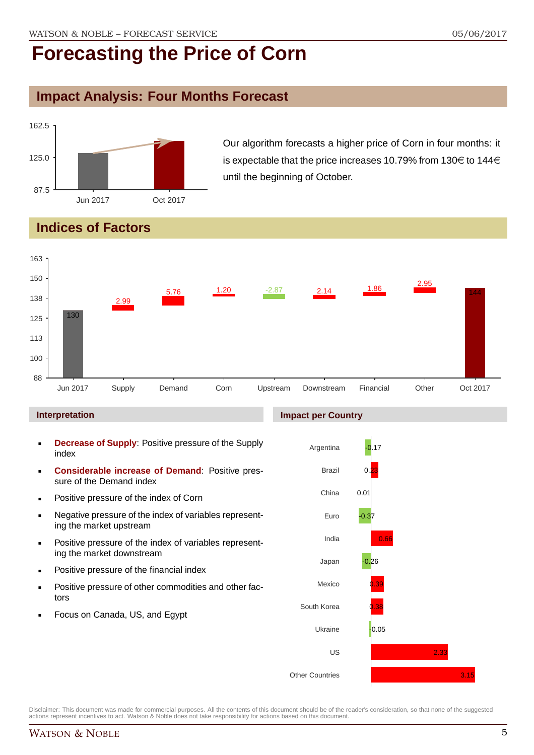# Forecasting the Price of Corn

## Impact Analysis: Four Months Forecast

Our algorithm forecasts a higher price of Corn in four months: it is expectable that the price increases 10.79% from 130€ to 144€ until the beginning of October.

## Indices of Factors

| | Jun 2017 | Supply | Demand | Corn | Upstream | Downstream | Financial | Other | Oct 2017 |
|---|---|---|---|---|---|---|---|---|---|
| Value | 130 | 2.99 | 5.76 | 1.20 | -2.87 | 2.14 | 1.86 | 2.95 | 144 |

### Interpretation

- **Decrease of Supply**: Positive pressure of the Supply index
- **Considerable increase of Demand**: Positive pressure of the Demand index
- Positive pressure of the index of Corn
- Negative pressure of the index of variables representing the market upstream
- Positive pressure of the index of variables representing the market downstream
- Positive pressure of the financial index
- Positive pressure of other commodities and other factors
- Focus on Canada, US, and Egypt

### Impact per Country

| Country | Impact |
|---|---|
| Argentina | -0.17 |
| Brazil | 0.23 |
| China | 0.01 |
| Euro | -0.37 |
| India | 0.66 |
| Japan | -0.26 |
| Mexico | 0.39 |
| South Korea | 0.38 |
| Ukraine | -0.05 |
| US | 2.33 |
| Other Countries | 3.15 |

Disclaimer: This document was made for commercial purposes. All the contents of this document should be of the reader's consideration, so that none of the suggested actions represent incentives to act. Watson & Noble does not take responsibility for actions based on this document.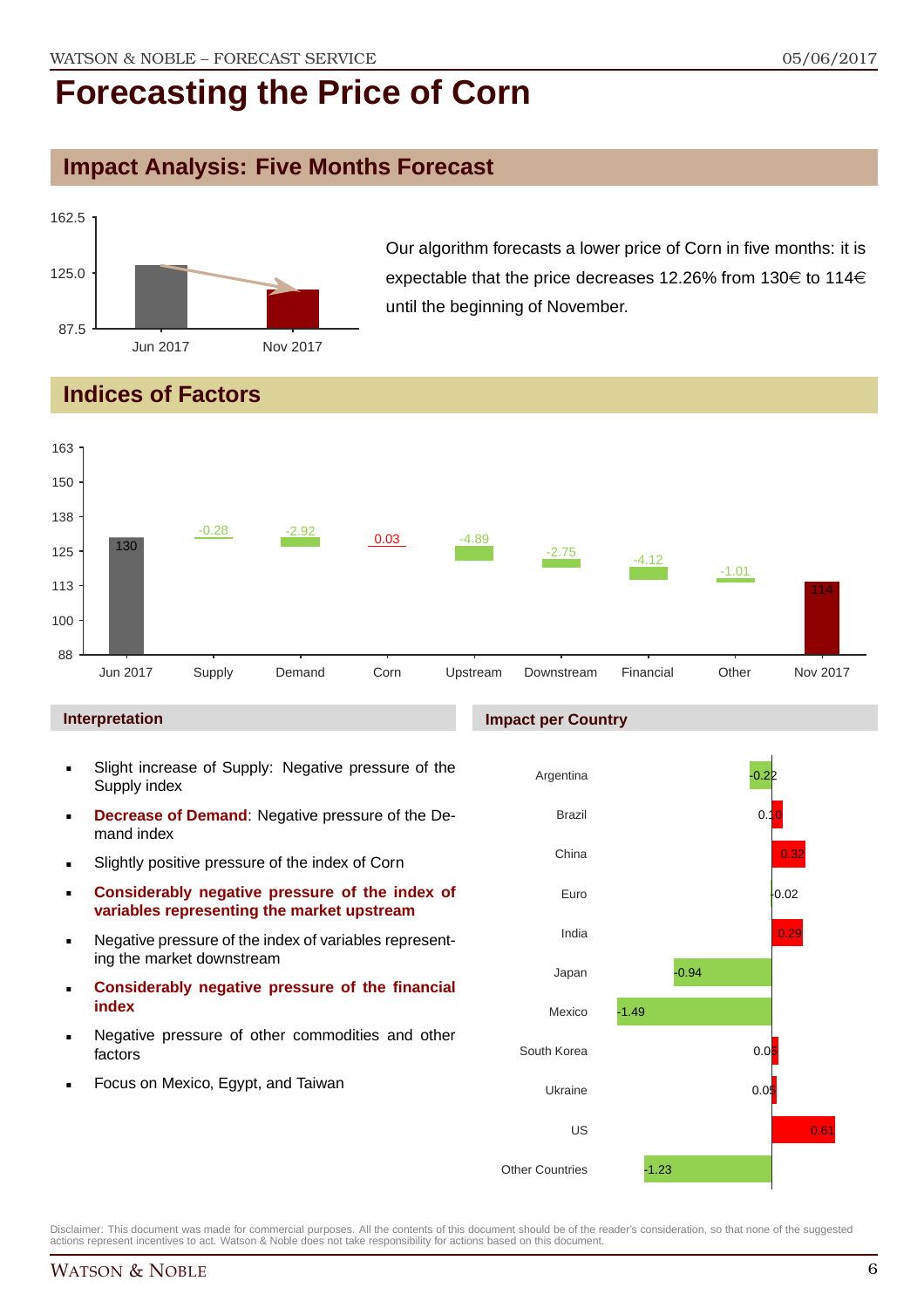# Forecasting the Price of Corn

## Impact Analysis: Five Months Forecast

Our algorithm forecasts a lower price of Corn in five months: it is expectable that the price decreases 12.26% from 130€ to 114€ until the beginning of November.

## Indices of Factors

| Jun 2017 | Supply | Demand | Corn | Upstream | Downstream | Financial | Other | Nov 2017 |
|---|---|---|---|---|---|---|---|---|
| 130 | -0.28 | -2.92 | 0.03 | -4.89 | -2.75 | -4.12 | -1.01 | 114 |

### Interpretation

- Slight increase of Supply: Negative pressure of the Supply index
- **Decrease of Demand**: Negative pressure of the Demand index
- Slightly positive pressure of the index of Corn
- **Considerably negative pressure of the index of variables representing the market upstream**
- Negative pressure of the index of variables representing the market downstream
- **Considerably negative pressure of the financial index**
- Negative pressure of other commodities and other factors
- Focus on Mexico, Egypt, and Taiwan

### Impact per Country

| Country | Impact |
|---|---|
| Argentina | -0.22 |
| Brazil | 0.10 |
| China | 0.32 |
| Euro | -0.02 |
| India | 0.29 |
| Japan | -0.94 |
| Mexico | -1.49 |
| South Korea | 0.05 |
| Ukraine | 0.05 |
| US | 0.61 |
| Other Countries | -1.23 |

Disclaimer: This document was made for commercial purposes. All the contents of this document should be of the reader's consideration, so that none of the suggested actions represent incentives to act. Watson & Noble does not take responsibility for actions based on this document.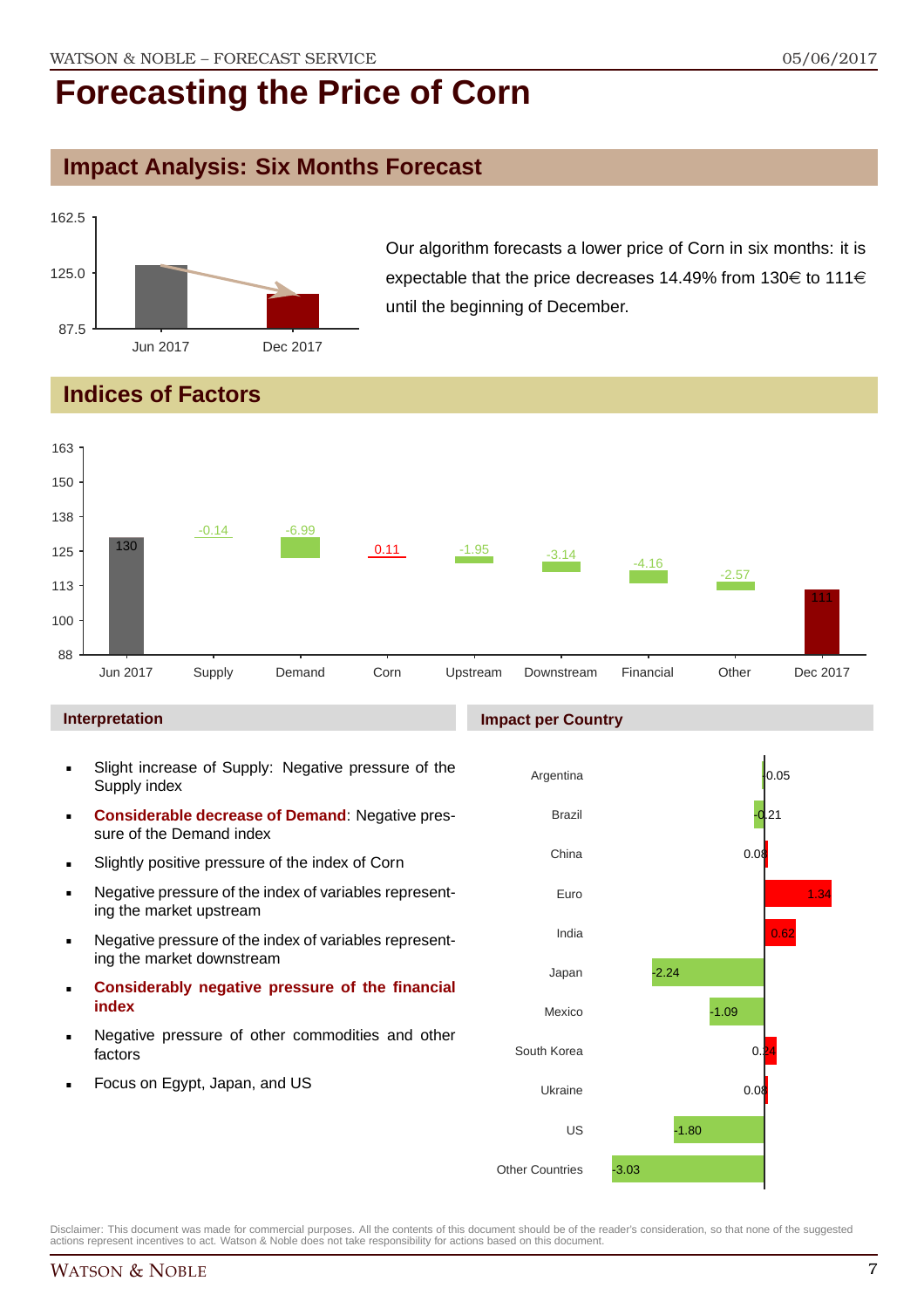# Forecasting the Price of Corn

## Impact Analysis: Six Months Forecast

Our algorithm forecasts a lower price of Corn in six months: it is expectable that the price decreases 14.49% from 130€ to 111€ until the beginning of December.

## Indices of Factors

### Interpretation

- Slight increase of Supply: Negative pressure of the Supply index
- **Considerable decrease of Demand**: Negative pressure of the Demand index
- Slightly positive pressure of the index of Corn
- Negative pressure of the index of variables representing the market upstream
- Negative pressure of the index of variables representing the market downstream
- **Considerably negative pressure of the financial index**
- Negative pressure of other commodities and other factors
- Focus on Egypt, Japan, and US

### Impact per Country

| Country | Impact |
|---|---|
| Argentina | -0.05 |
| Brazil | -0.21 |
| China | 0.08 |
| Euro | 1.34 |
| India | 0.62 |
| Japan | -2.24 |
| Mexico | -1.09 |
| South Korea | 0.24 |
| Ukraine | 0.08 |
| US | -1.80 |
| Other Countries | -3.03 |

Disclaimer: This document was made for commercial purposes. All the contents of this document should be of the reader's consideration, so that none of the suggested actions represent incentives to act. Watson & Noble does not take responsibility for actions based on this document.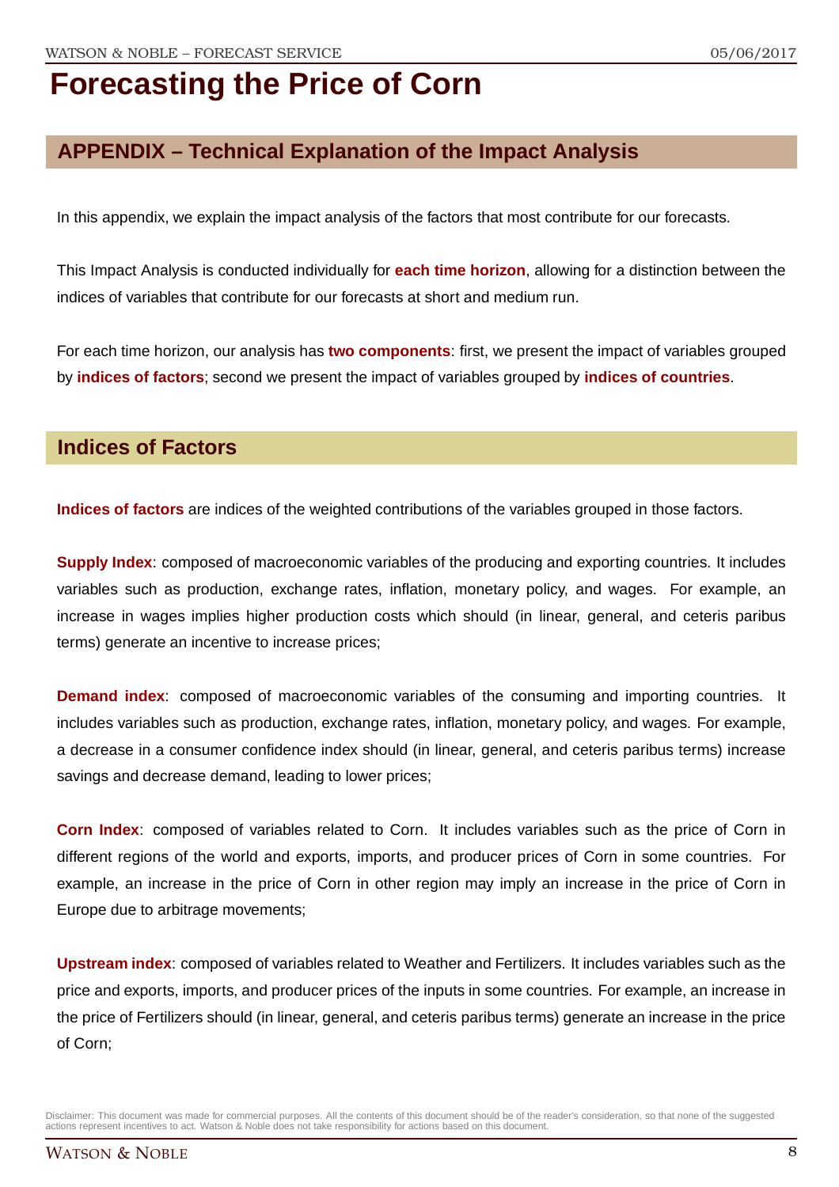# Forecasting the Price of Corn

## APPENDIX – Technical Explanation of the Impact Analysis

In this appendix, we explain the impact analysis of the factors that most contribute for our forecasts.

This Impact Analysis is conducted individually for **each time horizon**, allowing for a distinction between the indices of variables that contribute for our forecasts at short and medium run.

For each time horizon, our analysis has **two components**: first, we present the impact of variables grouped by **indices of factors**; second we present the impact of variables grouped by **indices of countries**.

## Indices of Factors

**Indices of factors** are indices of the weighted contributions of the variables grouped in those factors.

**Supply Index**: composed of macroeconomic variables of the producing and exporting countries. It includes variables such as production, exchange rates, inflation, monetary policy, and wages. For example, an increase in wages implies higher production costs which should (in linear, general, and ceteris paribus terms) generate an incentive to increase prices;

**Demand index**: composed of macroeconomic variables of the consuming and importing countries. It includes variables such as production, exchange rates, inflation, monetary policy, and wages. For example, a decrease in a consumer confidence index should (in linear, general, and ceteris paribus terms) increase savings and decrease demand, leading to lower prices;

**Corn Index**: composed of variables related to Corn. It includes variables such as the price of Corn in different regions of the world and exports, imports, and producer prices of Corn in some countries. For example, an increase in the price of Corn in other region may imply an increase in the price of Corn in Europe due to arbitrage movements;

**Upstream index**: composed of variables related to Weather and Fertilizers. It includes variables such as the price and exports, imports, and producer prices of the inputs in some countries. For example, an increase in the price of Fertilizers should (in linear, general, and ceteris paribus terms) generate an increase in the price of Corn;

Disclaimer: This document was made for commercial purposes. All the contents of this document should be of the reader's consideration, so that none of the suggested actions represent incentives to act. Watson & Noble does not take responsibility for actions based on this document.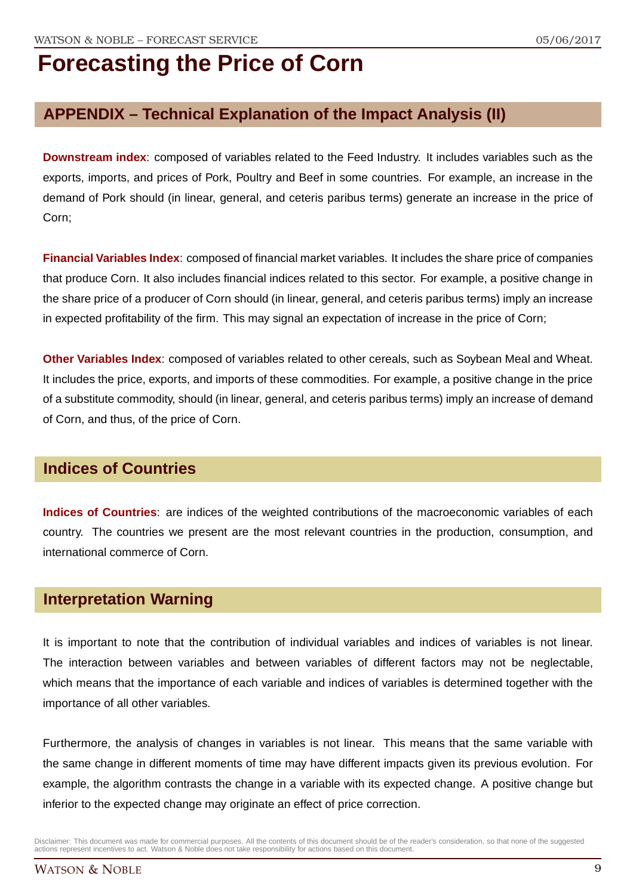# Forecasting the Price of Corn

## APPENDIX – Technical Explanation of the Impact Analysis (II)

**Downstream index**: composed of variables related to the Feed Industry. It includes variables such as the exports, imports, and prices of Pork, Poultry and Beef in some countries. For example, an increase in the demand of Pork should (in linear, general, and ceteris paribus terms) generate an increase in the price of Corn;

**Financial Variables Index**: composed of financial market variables. It includes the share price of companies that produce Corn. It also includes financial indices related to this sector. For example, a positive change in the share price of a producer of Corn should (in linear, general, and ceteris paribus terms) imply an increase in expected profitability of the firm. This may signal an expectation of increase in the price of Corn;

**Other Variables Index**: composed of variables related to other cereals, such as Soybean Meal and Wheat. It includes the price, exports, and imports of these commodities. For example, a positive change in the price of a substitute commodity, should (in linear, general, and ceteris paribus terms) imply an increase of demand of Corn, and thus, of the price of Corn.

## Indices of Countries

**Indices of Countries**: are indices of the weighted contributions of the macroeconomic variables of each country. The countries we present are the most relevant countries in the production, consumption, and international commerce of Corn.

## Interpretation Warning

It is important to note that the contribution of individual variables and indices of variables is not linear. The interaction between variables and between variables of different factors may not be neglectable, which means that the importance of each variable and indices of variables is determined together with the importance of all other variables.

Furthermore, the analysis of changes in variables is not linear. This means that the same variable with the same change in different moments of time may have different impacts given its previous evolution. For example, the algorithm contrasts the change in a variable with its expected change. A positive change but inferior to the expected change may originate an effect of price correction.

Disclaimer: This document was made for commercial purposes. All the contents of this document should be of the reader's consideration, so that none of the suggested actions represent incentives to act. Watson & Noble does not take responsibility for actions based on this document.